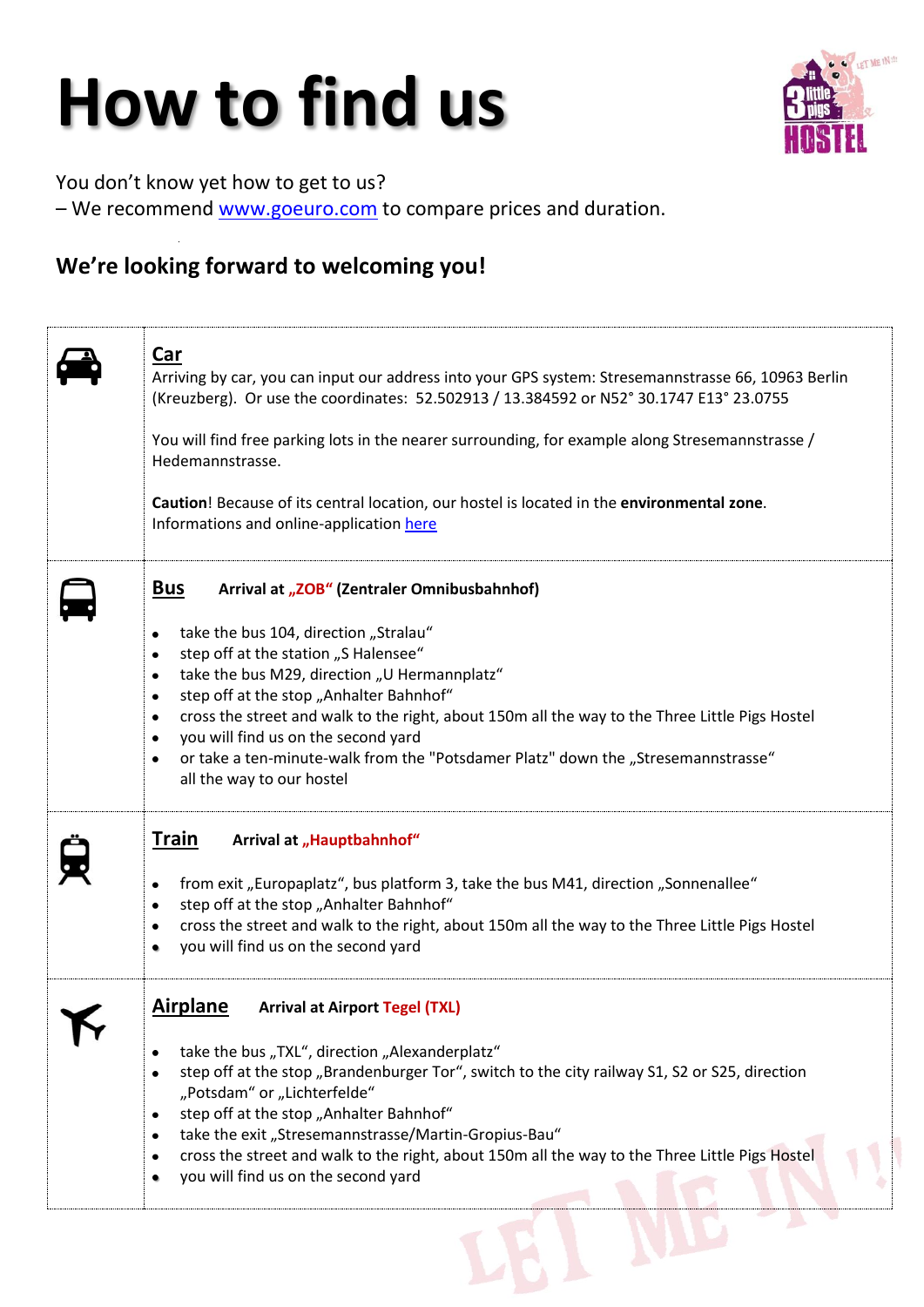# How to find us

You don't know yet how to get to us?
– We recommend www.goeuro.com to compare prices and duration.

## We're looking forward to welcoming you!

### Car

Arriving by car, you can input our address into your GPS system: Stresemannstrasse 66, 10963 Berlin (Kreuzberg). Or use the coordinates: 52.502913 / 13.384592 or N52° 30.1747 E13° 23.0755

You will find free parking lots in the nearer surrounding, for example along Stresemannstrasse / Hedemannstrasse.

**Caution**! Because of its central location, our hostel is located in the **environmental zone**. Informations and online-application here

### Bus **Arrival at „ZOB" (Zentraler Omnibusbahnhof)**

- take the bus 104, direction „Stralau"
- step off at the station „S Halensee"
- take the bus M29, direction „U Hermannplatz"
- step off at the stop „Anhalter Bahnhof"
- cross the street and walk to the right, about 150m all the way to the Three Little Pigs Hostel
- you will find us on the second yard
- or take a ten-minute-walk from the "Potsdamer Platz" down the „Stresemannstrasse" all the way to our hostel

### Train **Arrival at „Hauptbahnhof"**

- from exit „Europaplatz", bus platform 3, take the bus M41, direction „Sonnenallee"
- step off at the stop „Anhalter Bahnhof"
- cross the street and walk to the right, about 150m all the way to the Three Little Pigs Hostel
- you will find us on the second yard

### Airplane **Arrival at Airport Tegel (TXL)**

- take the bus „TXL", direction „Alexanderplatz"
- step off at the stop „Brandenburger Tor", switch to the city railway S1, S2 or S25, direction „Potsdam" or „Lichterfelde"
- step off at the stop „Anhalter Bahnhof"
- take the exit „Stresemannstrasse/Martin-Gropius-Bau"
- cross the street and walk to the right, about 150m all the way to the Three Little Pigs Hostel
- you will find us on the second yard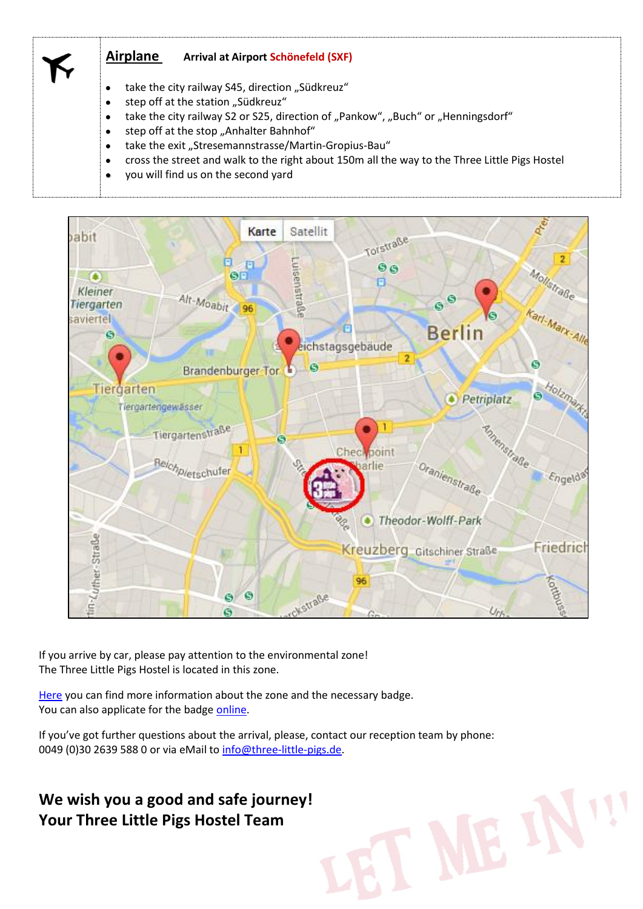**Airplane** **Arrival at Airport Schönefeld (SXF)**

- take the city railway S45, direction „Südkreuz“
- step off at the station „Südkreuz“
- take the city railway S2 or S25, direction of „Pankow“, „Buch“ or „Henningsdorf“
- step off at the stop „Anhalter Bahnhof“
- take the exit „Stresemannstrasse/Martin-Gropius-Bau“
- cross the street and walk to the right about 150m all the way to the Three Little Pigs Hostel
- you will find us on the second yard

If you arrive by car, please pay attention to the environmental zone!
The Three Little Pigs Hostel is located in this zone.

Here you can find more information about the zone and the necessary badge.
You can also applicate for the badge online.

If you've got further questions about the arrival, please, contact our reception team by phone:
0049 (0)30 2639 588 0 or via eMail to info@three-little-pigs.de.

**We wish you a good and safe journey!**
**Your Three Little Pigs Hostel Team**